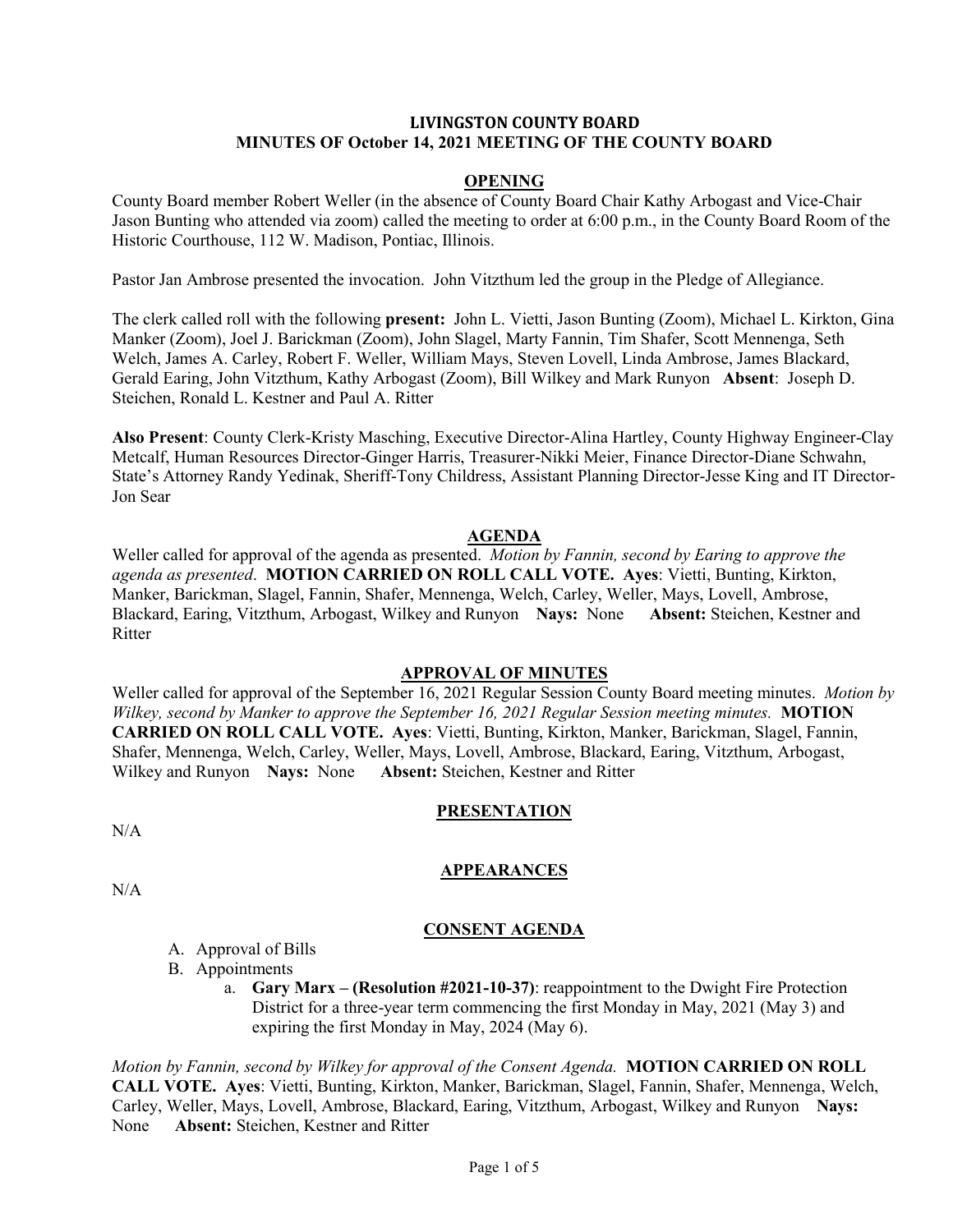# LIVINGSTON COUNTY BOARD
## MINUTES OF October 14, 2021 MEETING OF THE COUNTY BOARD

### OPENING

County Board member Robert Weller (in the absence of County Board Chair Kathy Arbogast and Vice-Chair Jason Bunting who attended via zoom) called the meeting to order at 6:00 p.m., in the County Board Room of the Historic Courthouse, 112 W. Madison, Pontiac, Illinois.

Pastor Jan Ambrose presented the invocation. John Vitzthum led the group in the Pledge of Allegiance.

The clerk called roll with the following **present:** John L. Vietti, Jason Bunting (Zoom), Michael L. Kirkton, Gina Manker (Zoom), Joel J. Barickman (Zoom), John Slagel, Marty Fannin, Tim Shafer, Scott Mennenga, Seth Welch, James A. Carley, Robert F. Weller, William Mays, Steven Lovell, Linda Ambrose, James Blackard, Gerald Earing, John Vitzthum, Kathy Arbogast (Zoom), Bill Wilkey and Mark Runyon **Absent**: Joseph D. Steichen, Ronald L. Kestner and Paul A. Ritter

**Also Present**: County Clerk-Kristy Masching, Executive Director-Alina Hartley, County Highway Engineer-Clay Metcalf, Human Resources Director-Ginger Harris, Treasurer-Nikki Meier, Finance Director-Diane Schwahn, State's Attorney Randy Yedinak, Sheriff-Tony Childress, Assistant Planning Director-Jesse King and IT Director-Jon Sear

### AGENDA

Weller called for approval of the agenda as presented. *Motion by Fannin, second by Earing to approve the agenda as presented*. **MOTION CARRIED ON ROLL CALL VOTE. Ayes**: Vietti, Bunting, Kirkton, Manker, Barickman, Slagel, Fannin, Shafer, Mennenga, Welch, Carley, Weller, Mays, Lovell, Ambrose, Blackard, Earing, Vitzthum, Arbogast, Wilkey and Runyon **Nays:** None **Absent:** Steichen, Kestner and Ritter

### APPROVAL OF MINUTES

Weller called for approval of the September 16, 2021 Regular Session County Board meeting minutes. *Motion by Wilkey, second by Manker to approve the September 16, 2021 Regular Session meeting minutes.* **MOTION CARRIED ON ROLL CALL VOTE. Ayes**: Vietti, Bunting, Kirkton, Manker, Barickman, Slagel, Fannin, Shafer, Mennenga, Welch, Carley, Weller, Mays, Lovell, Ambrose, Blackard, Earing, Vitzthum, Arbogast, Wilkey and Runyon **Nays:** None **Absent:** Steichen, Kestner and Ritter

### PRESENTATION

N/A

### APPEARANCES

N/A

### CONSENT AGENDA

A. Approval of Bills
B. Appointments
   a. **Gary Marx – (Resolution #2021-10-37)**: reappointment to the Dwight Fire Protection District for a three-year term commencing the first Monday in May, 2021 (May 3) and expiring the first Monday in May, 2024 (May 6).

*Motion by Fannin, second by Wilkey for approval of the Consent Agenda.* **MOTION CARRIED ON ROLL CALL VOTE. Ayes**: Vietti, Bunting, Kirkton, Manker, Barickman, Slagel, Fannin, Shafer, Mennenga, Welch, Carley, Weller, Mays, Lovell, Ambrose, Blackard, Earing, Vitzthum, Arbogast, Wilkey and Runyon **Nays:** None **Absent:** Steichen, Kestner and Ritter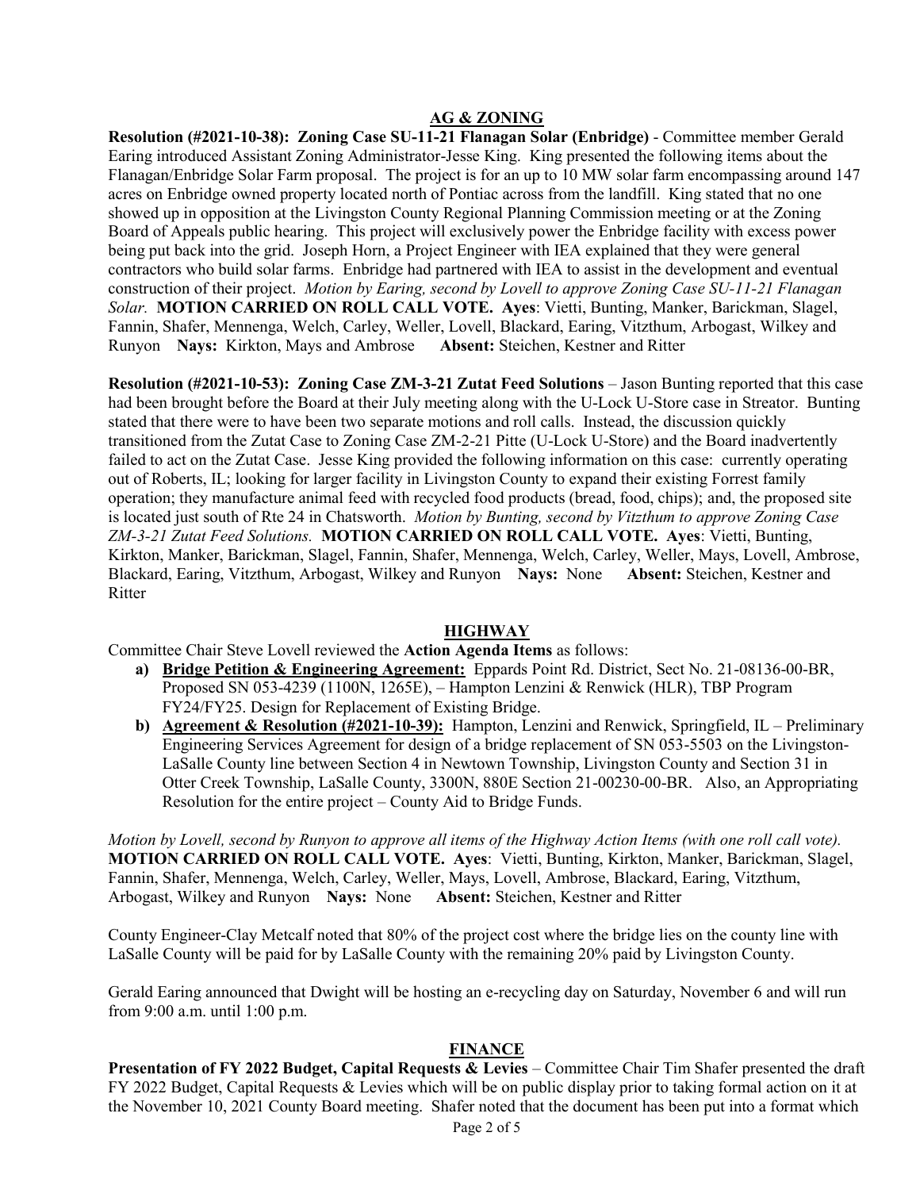## AG & ZONING

**Resolution (#2021-10-38): Zoning Case SU-11-21 Flanagan Solar (Enbridge)** - Committee member Gerald Earing introduced Assistant Zoning Administrator-Jesse King. King presented the following items about the Flanagan/Enbridge Solar Farm proposal. The project is for an up to 10 MW solar farm encompassing around 147 acres on Enbridge owned property located north of Pontiac across from the landfill. King stated that no one showed up in opposition at the Livingston County Regional Planning Commission meeting or at the Zoning Board of Appeals public hearing. This project will exclusively power the Enbridge facility with excess power being put back into the grid. Joseph Horn, a Project Engineer with IEA explained that they were general contractors who build solar farms. Enbridge had partnered with IEA to assist in the development and eventual construction of their project. *Motion by Earing, second by Lovell to approve Zoning Case SU-11-21 Flanagan Solar.* **MOTION CARRIED ON ROLL CALL VOTE. Ayes**: Vietti, Bunting, Manker, Barickman, Slagel, Fannin, Shafer, Mennenga, Welch, Carley, Weller, Lovell, Blackard, Earing, Vitzthum, Arbogast, Wilkey and Runyon **Nays:** Kirkton, Mays and Ambrose **Absent:** Steichen, Kestner and Ritter

**Resolution (#2021-10-53): Zoning Case ZM-3-21 Zutat Feed Solutions** – Jason Bunting reported that this case had been brought before the Board at their July meeting along with the U-Lock U-Store case in Streator. Bunting stated that there were to have been two separate motions and roll calls. Instead, the discussion quickly transitioned from the Zutat Case to Zoning Case ZM-2-21 Pitte (U-Lock U-Store) and the Board inadvertently failed to act on the Zutat Case. Jesse King provided the following information on this case: currently operating out of Roberts, IL; looking for larger facility in Livingston County to expand their existing Forrest family operation; they manufacture animal feed with recycled food products (bread, food, chips); and, the proposed site is located just south of Rte 24 in Chatsworth. *Motion by Bunting, second by Vitzthum to approve Zoning Case ZM-3-21 Zutat Feed Solutions.* **MOTION CARRIED ON ROLL CALL VOTE. Ayes**: Vietti, Bunting, Kirkton, Manker, Barickman, Slagel, Fannin, Shafer, Mennenga, Welch, Carley, Weller, Mays, Lovell, Ambrose, Blackard, Earing, Vitzthum, Arbogast, Wilkey and Runyon **Nays:** None **Absent:** Steichen, Kestner and Ritter

## HIGHWAY

Committee Chair Steve Lovell reviewed the **Action Agenda Items** as follows:

- **a) Bridge Petition & Engineering Agreement:** Eppards Point Rd. District, Sect No. 21-08136-00-BR, Proposed SN 053-4239 (1100N, 1265E), – Hampton Lenzini & Renwick (HLR), TBP Program FY24/FY25. Design for Replacement of Existing Bridge.
- **b) Agreement & Resolution (#2021-10-39):** Hampton, Lenzini and Renwick, Springfield, IL – Preliminary Engineering Services Agreement for design of a bridge replacement of SN 053-5503 on the Livingston-LaSalle County line between Section 4 in Newtown Township, Livingston County and Section 31 in Otter Creek Township, LaSalle County, 3300N, 880E Section 21-00230-00-BR. Also, an Appropriating Resolution for the entire project – County Aid to Bridge Funds.

*Motion by Lovell, second by Runyon to approve all items of the Highway Action Items (with one roll call vote).* **MOTION CARRIED ON ROLL CALL VOTE. Ayes**: Vietti, Bunting, Kirkton, Manker, Barickman, Slagel, Fannin, Shafer, Mennenga, Welch, Carley, Weller, Mays, Lovell, Ambrose, Blackard, Earing, Vitzthum, Arbogast, Wilkey and Runyon **Nays:** None **Absent:** Steichen, Kestner and Ritter

County Engineer-Clay Metcalf noted that 80% of the project cost where the bridge lies on the county line with LaSalle County will be paid for by LaSalle County with the remaining 20% paid by Livingston County.

Gerald Earing announced that Dwight will be hosting an e-recycling day on Saturday, November 6 and will run from 9:00 a.m. until 1:00 p.m.

## FINANCE

**Presentation of FY 2022 Budget, Capital Requests & Levies** – Committee Chair Tim Shafer presented the draft FY 2022 Budget, Capital Requests & Levies which will be on public display prior to taking formal action on it at the November 10, 2021 County Board meeting. Shafer noted that the document has been put into a format which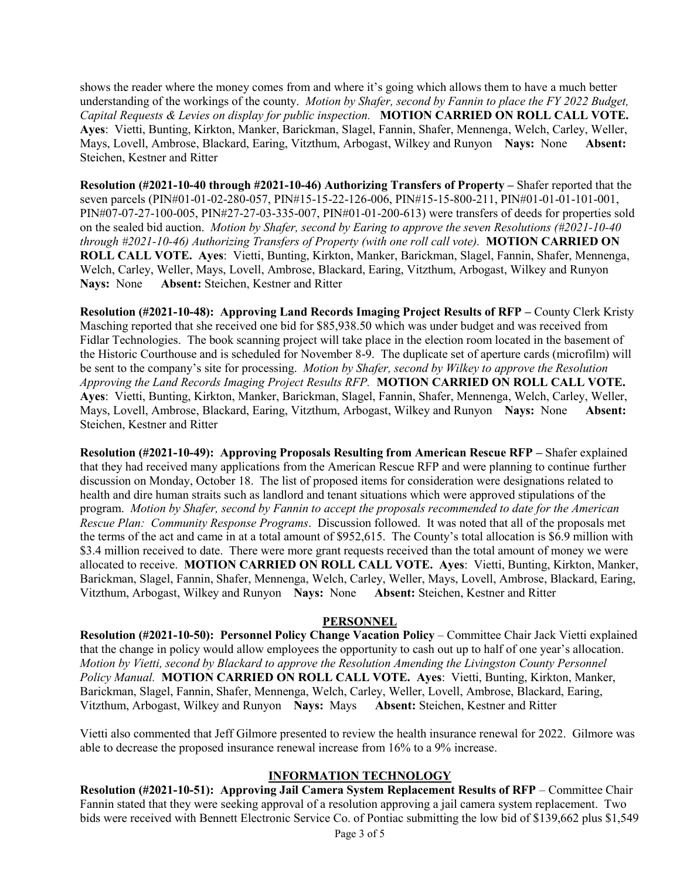shows the reader where the money comes from and where it's going which allows them to have a much better understanding of the workings of the county. *Motion by Shafer, second by Fannin to place the FY 2022 Budget, Capital Requests & Levies on display for public inspection.* **MOTION CARRIED ON ROLL CALL VOTE. Ayes**: Vietti, Bunting, Kirkton, Manker, Barickman, Slagel, Fannin, Shafer, Mennenga, Welch, Carley, Weller, Mays, Lovell, Ambrose, Blackard, Earing, Vitzthum, Arbogast, Wilkey and Runyon **Nays:** None **Absent:** Steichen, Kestner and Ritter

**Resolution (#2021-10-40 through #2021-10-46) Authorizing Transfers of Property –** Shafer reported that the seven parcels (PIN#01-01-02-280-057, PIN#15-15-22-126-006, PIN#15-15-800-211, PIN#01-01-01-101-001, PIN#07-07-27-100-005, PIN#27-27-03-335-007, PIN#01-01-200-613) were transfers of deeds for properties sold on the sealed bid auction. *Motion by Shafer, second by Earing to approve the seven Resolutions (#2021-10-40 through #2021-10-46) Authorizing Transfers of Property (with one roll call vote).* **MOTION CARRIED ON ROLL CALL VOTE. Ayes**: Vietti, Bunting, Kirkton, Manker, Barickman, Slagel, Fannin, Shafer, Mennenga, Welch, Carley, Weller, Mays, Lovell, Ambrose, Blackard, Earing, Vitzthum, Arbogast, Wilkey and Runyon **Nays:** None **Absent:** Steichen, Kestner and Ritter

**Resolution (#2021-10-48): Approving Land Records Imaging Project Results of RFP –** County Clerk Kristy Masching reported that she received one bid for $85,938.50 which was under budget and was received from Fidlar Technologies. The book scanning project will take place in the election room located in the basement of the Historic Courthouse and is scheduled for November 8-9. The duplicate set of aperture cards (microfilm) will be sent to the company's site for processing. *Motion by Shafer, second by Wilkey to approve the Resolution Approving the Land Records Imaging Project Results RFP.* **MOTION CARRIED ON ROLL CALL VOTE. Ayes**: Vietti, Bunting, Kirkton, Manker, Barickman, Slagel, Fannin, Shafer, Mennenga, Welch, Carley, Weller, Mays, Lovell, Ambrose, Blackard, Earing, Vitzthum, Arbogast, Wilkey and Runyon **Nays:** None **Absent:** Steichen, Kestner and Ritter

**Resolution (#2021-10-49): Approving Proposals Resulting from American Rescue RFP –** Shafer explained that they had received many applications from the American Rescue RFP and were planning to continue further discussion on Monday, October 18. The list of proposed items for consideration were designations related to health and dire human straits such as landlord and tenant situations which were approved stipulations of the program. *Motion by Shafer, second by Fannin to accept the proposals recommended to date for the American Rescue Plan: Community Response Programs*. Discussion followed. It was noted that all of the proposals met the terms of the act and came in at a total amount of $952,615. The County's total allocation is $6.9 million with $3.4 million received to date. There were more grant requests received than the total amount of money we were allocated to receive. **MOTION CARRIED ON ROLL CALL VOTE. Ayes**: Vietti, Bunting, Kirkton, Manker, Barickman, Slagel, Fannin, Shafer, Mennenga, Welch, Carley, Weller, Mays, Lovell, Ambrose, Blackard, Earing, Vitzthum, Arbogast, Wilkey and Runyon **Nays:** None **Absent:** Steichen, Kestner and Ritter

## PERSONNEL

**Resolution (#2021-10-50): Personnel Policy Change Vacation Policy** – Committee Chair Jack Vietti explained that the change in policy would allow employees the opportunity to cash out up to half of one year's allocation. *Motion by Vietti, second by Blackard to approve the Resolution Amending the Livingston County Personnel Policy Manual.* **MOTION CARRIED ON ROLL CALL VOTE. Ayes**: Vietti, Bunting, Kirkton, Manker, Barickman, Slagel, Fannin, Shafer, Mennenga, Welch, Carley, Weller, Lovell, Ambrose, Blackard, Earing, Vitzthum, Arbogast, Wilkey and Runyon **Nays:** Mays **Absent:** Steichen, Kestner and Ritter

Vietti also commented that Jeff Gilmore presented to review the health insurance renewal for 2022. Gilmore was able to decrease the proposed insurance renewal increase from 16% to a 9% increase.

## INFORMATION TECHNOLOGY

**Resolution (#2021-10-51): Approving Jail Camera System Replacement Results of RFP** – Committee Chair Fannin stated that they were seeking approval of a resolution approving a jail camera system replacement. Two bids were received with Bennett Electronic Service Co. of Pontiac submitting the low bid of $139,662 plus $1,549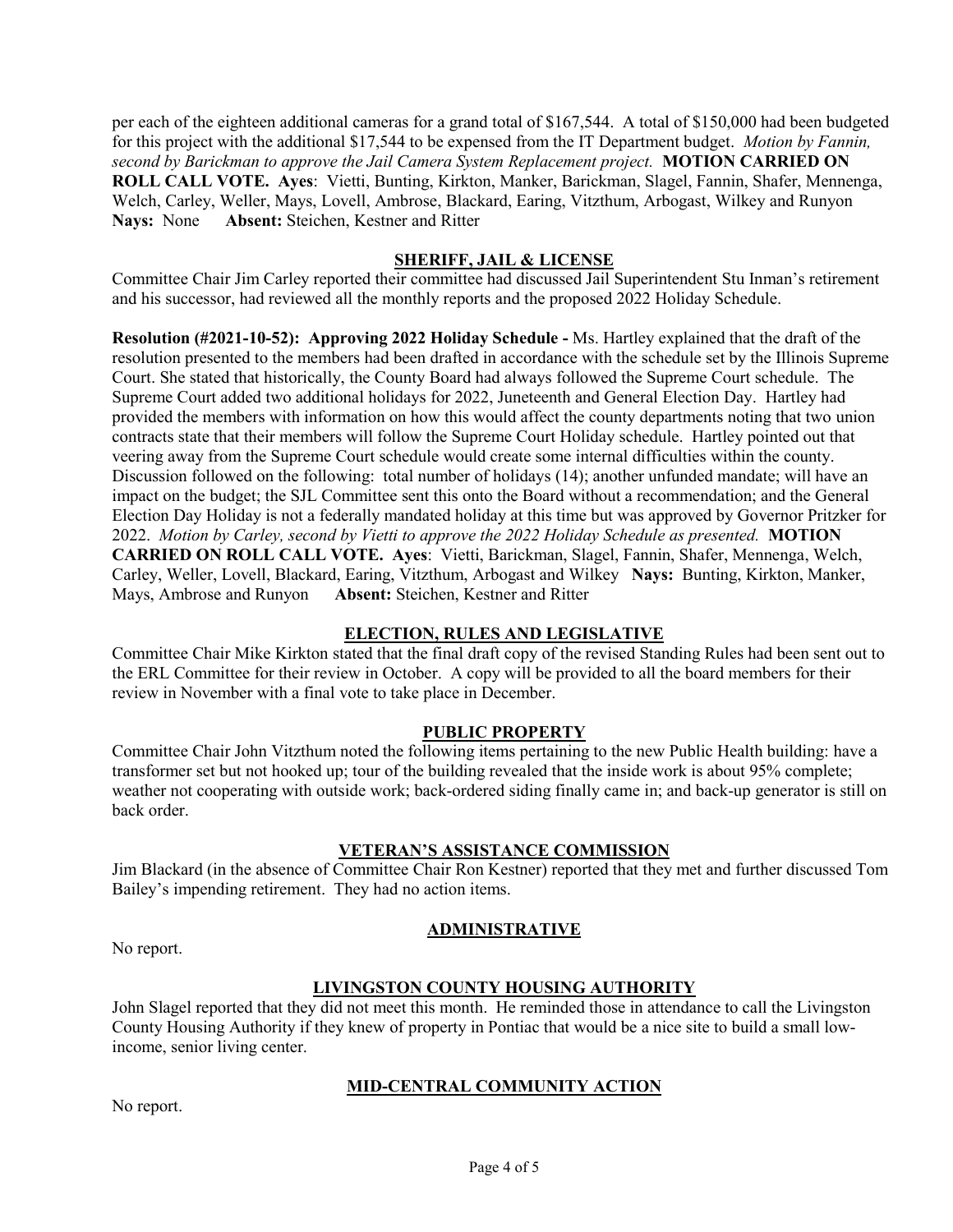per each of the eighteen additional cameras for a grand total of $167,544. A total of $150,000 had been budgeted for this project with the additional $17,544 to be expensed from the IT Department budget. *Motion by Fannin, second by Barickman to approve the Jail Camera System Replacement project.* **MOTION CARRIED ON ROLL CALL VOTE. Ayes**: Vietti, Bunting, Kirkton, Manker, Barickman, Slagel, Fannin, Shafer, Mennenga, Welch, Carley, Weller, Mays, Lovell, Ambrose, Blackard, Earing, Vitzthum, Arbogast, Wilkey and Runyon **Nays:** None **Absent:** Steichen, Kestner and Ritter

## SHERIFF, JAIL & LICENSE

Committee Chair Jim Carley reported their committee had discussed Jail Superintendent Stu Inman's retirement and his successor, had reviewed all the monthly reports and the proposed 2022 Holiday Schedule.

**Resolution (#2021-10-52): Approving 2022 Holiday Schedule -** Ms. Hartley explained that the draft of the resolution presented to the members had been drafted in accordance with the schedule set by the Illinois Supreme Court. She stated that historically, the County Board had always followed the Supreme Court schedule. The Supreme Court added two additional holidays for 2022, Juneteenth and General Election Day. Hartley had provided the members with information on how this would affect the county departments noting that two union contracts state that their members will follow the Supreme Court Holiday schedule. Hartley pointed out that veering away from the Supreme Court schedule would create some internal difficulties within the county. Discussion followed on the following: total number of holidays (14); another unfunded mandate; will have an impact on the budget; the SJL Committee sent this onto the Board without a recommendation; and the General Election Day Holiday is not a federally mandated holiday at this time but was approved by Governor Pritzker for 2022. *Motion by Carley, second by Vietti to approve the 2022 Holiday Schedule as presented.* **MOTION CARRIED ON ROLL CALL VOTE. Ayes**: Vietti, Barickman, Slagel, Fannin, Shafer, Mennenga, Welch, Carley, Weller, Lovell, Blackard, Earing, Vitzthum, Arbogast and Wilkey **Nays:** Bunting, Kirkton, Manker, Mays, Ambrose and Runyon **Absent:** Steichen, Kestner and Ritter

## ELECTION, RULES AND LEGISLATIVE

Committee Chair Mike Kirkton stated that the final draft copy of the revised Standing Rules had been sent out to the ERL Committee for their review in October. A copy will be provided to all the board members for their review in November with a final vote to take place in December.

## PUBLIC PROPERTY

Committee Chair John Vitzthum noted the following items pertaining to the new Public Health building: have a transformer set but not hooked up; tour of the building revealed that the inside work is about 95% complete; weather not cooperating with outside work; back-ordered siding finally came in; and back-up generator is still on back order.

## VETERAN'S ASSISTANCE COMMISSION

Jim Blackard (in the absence of Committee Chair Ron Kestner) reported that they met and further discussed Tom Bailey's impending retirement. They had no action items.

## ADMINISTRATIVE

No report.

## LIVINGSTON COUNTY HOUSING AUTHORITY

John Slagel reported that they did not meet this month. He reminded those in attendance to call the Livingston County Housing Authority if they knew of property in Pontiac that would be a nice site to build a small low-income, senior living center.

## MID-CENTRAL COMMUNITY ACTION

No report.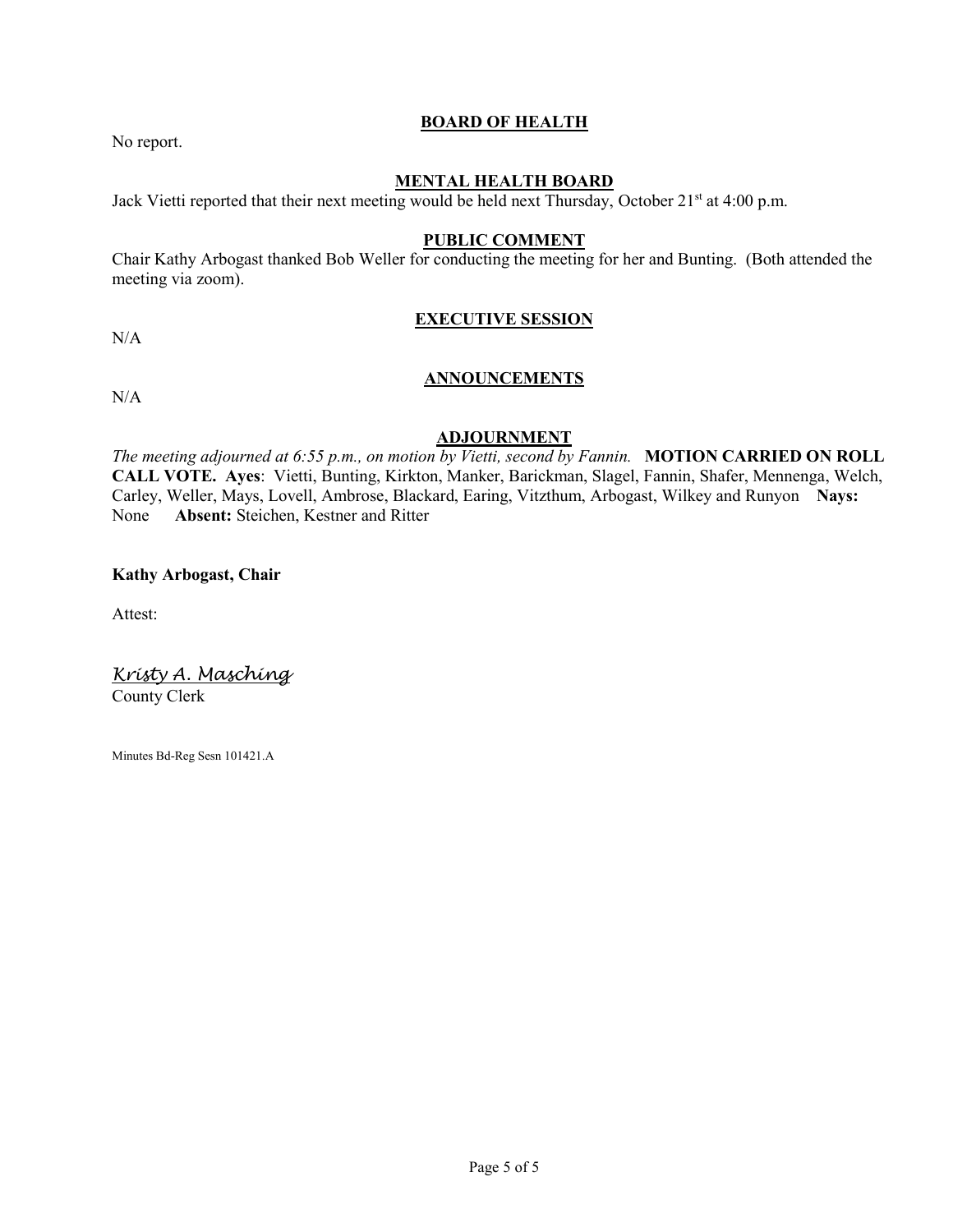## BOARD OF HEALTH

No report.

## MENTAL HEALTH BOARD

Jack Vietti reported that their next meeting would be held next Thursday, October 21st at 4:00 p.m.

## PUBLIC COMMENT

Chair Kathy Arbogast thanked Bob Weller for conducting the meeting for her and Bunting. (Both attended the meeting via zoom).

## EXECUTIVE SESSION

N/A

## ANNOUNCEMENTS

N/A

## ADJOURNMENT

*The meeting adjourned at 6:55 p.m., on motion by Vietti, second by Fannin.* **MOTION CARRIED ON ROLL CALL VOTE. Ayes**: Vietti, Bunting, Kirkton, Manker, Barickman, Slagel, Fannin, Shafer, Mennenga, Welch, Carley, Weller, Mays, Lovell, Ambrose, Blackard, Earing, Vitzthum, Arbogast, Wilkey and Runyon **Nays:** None **Absent:** Steichen, Kestner and Ritter

**Kathy Arbogast, Chair**

Attest:

*Kristy A. Masching*
County Clerk

Minutes Bd-Reg Sesn 101421.A